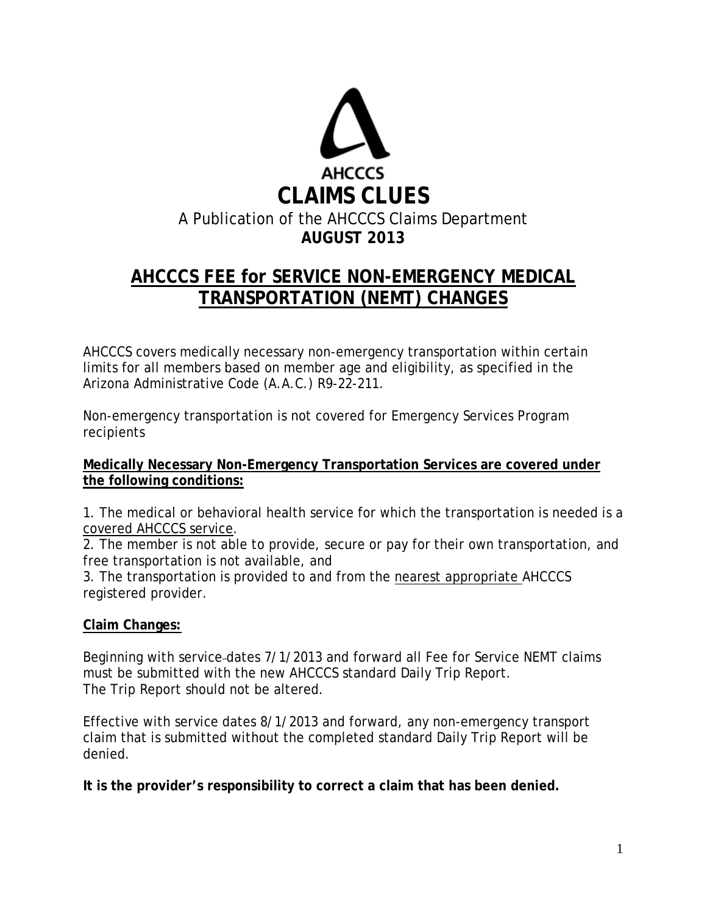AHCCCS

# CLAIMS CLUES

A Publication of the AHCCCS Claims Department

**AUGUST 2013**

## AHCCCS FEE for SERVICE NON-EMERGENCY MEDICAL TRANSPORTATION (NEMT) CHANGES

AHCCCS covers medically necessary non-emergency transportation within certain limits for all members based on member age and eligibility, as specified in the Arizona Administrative Code (A.A.C.) R9-22-211.

Non-emergency transportation is not covered for Emergency Services Program recipients

**Medically Necessary Non-Emergency Transportation Services are covered under the following conditions:**

1. The medical or behavioral health service for which the transportation is needed is a covered AHCCCS service.
2. The member is not able to provide, secure or pay for their own transportation, and free transportation is not available, and
3. The transportation is provided to and from the nearest appropriate AHCCCS registered provider.

**Claim Changes:**

Beginning with service dates 7/1/2013 and forward all Fee for Service NEMT claims must be submitted with the new AHCCCS standard Daily Trip Report.
The Trip Report should not be altered.

Effective with service dates 8/1/2013 and forward, any non-emergency transport claim that is submitted without the completed standard Daily Trip Report will be denied.

**It is the provider's responsibility to correct a claim that has been denied.**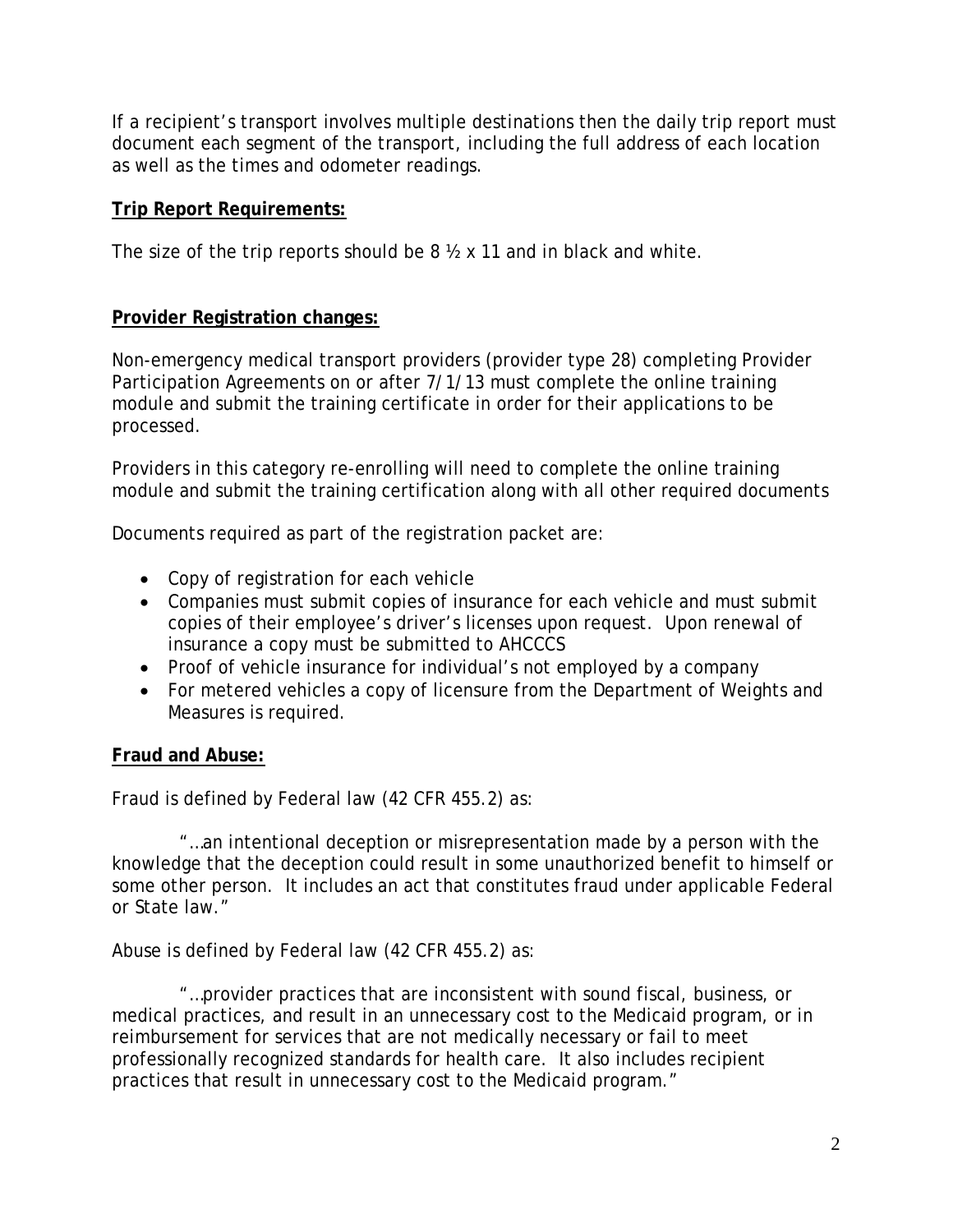If a recipient's transport involves multiple destinations then the daily trip report must document each segment of the transport, including the full address of each location as well as the times and odometer readings.

**Trip Report Requirements:**

The size of the trip reports should be 8 ½ x 11 and in black and white.

**Provider Registration changes:**

Non-emergency medical transport providers (provider type 28) completing Provider Participation Agreements on or after 7/1/13 must complete the online training module and submit the training certificate in order for their applications to be processed.

Providers in this category re-enrolling will need to complete the online training module and submit the training certification along with all other required documents

Documents required as part of the registration packet are:

- Copy of registration for each vehicle
- Companies must submit copies of insurance for each vehicle and must submit copies of their employee's driver's licenses upon request. Upon renewal of insurance a copy must be submitted to AHCCCS
- Proof of vehicle insurance for individual's not employed by a company
- For metered vehicles a copy of licensure from the Department of Weights and Measures is required.

**Fraud and Abuse:**

Fraud is defined by Federal law (42 CFR 455.2) as:

"…an intentional deception or misrepresentation made by a person with the knowledge that the deception could result in some unauthorized benefit to himself or some other person. It includes an act that constitutes fraud under applicable Federal or State law."

Abuse is defined by Federal law (42 CFR 455.2) as:

"…provider practices that are inconsistent with sound fiscal, business, or medical practices, and result in an unnecessary cost to the Medicaid program, or in reimbursement for services that are not medically necessary or fail to meet professionally recognized standards for health care. It also includes recipient practices that result in unnecessary cost to the Medicaid program."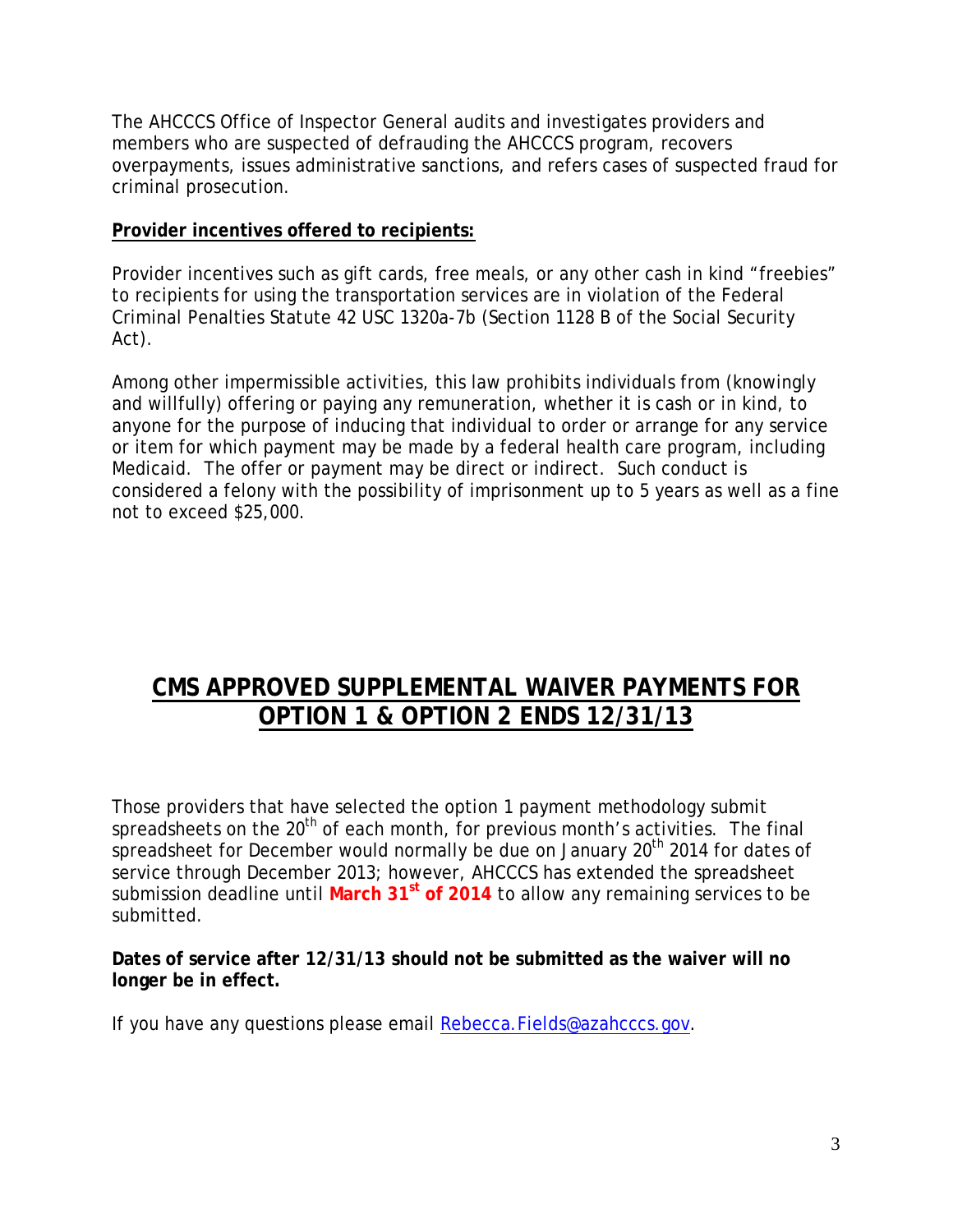The AHCCCS Office of Inspector General audits and investigates providers and members who are suspected of defrauding the AHCCCS program, recovers overpayments, issues administrative sanctions, and refers cases of suspected fraud for criminal prosecution.

**Provider incentives offered to recipients:**

Provider incentives such as gift cards, free meals, or any other cash in kind "freebies" to recipients for using the transportation services are in violation of the Federal Criminal Penalties Statute 42 USC 1320a-7b (Section 1128 B of the Social Security Act).

Among other impermissible activities, this law prohibits individuals from (knowingly and willfully) offering or paying any remuneration, whether it is cash or in kind, to anyone for the purpose of inducing that individual to order or arrange for any service or item for which payment may be made by a federal health care program, including Medicaid. The offer or payment may be direct or indirect. Such conduct is considered a felony with the possibility of imprisonment up to 5 years as well as a fine not to exceed $25,000.

## CMS APPROVED SUPPLEMENTAL WAIVER PAYMENTS FOR OPTION 1 & OPTION 2 ENDS 12/31/13

Those providers that have selected the option 1 payment methodology submit spreadsheets on the 20th of each month, for previous month's activities. The final spreadsheet for December would normally be due on January 20th 2014 for dates of service through December 2013; however, AHCCCS has extended the spreadsheet submission deadline until **March 31st of 2014** to allow any remaining services to be submitted.

**Dates of service after 12/31/13 should not be submitted as the waiver will no longer be in effect.**

If you have any questions please email Rebecca.Fields@azahcccs.gov.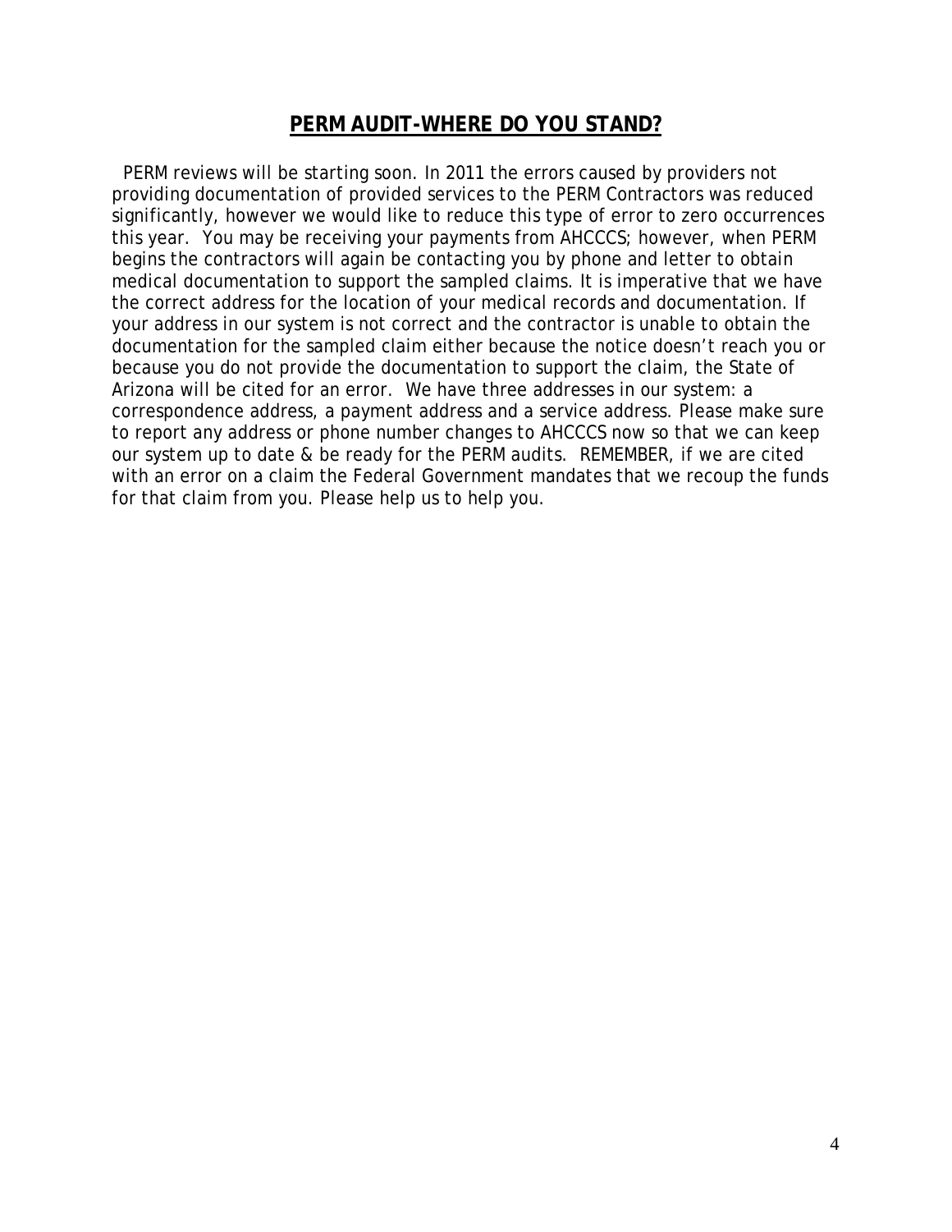## **PERM AUDIT-WHERE DO YOU STAND?**

PERM reviews will be starting soon. In 2011 the errors caused by providers not providing documentation of provided services to the PERM Contractors was reduced significantly, however we would like to reduce this type of error to zero occurrences this year. You may be receiving your payments from AHCCCS; however, when PERM begins the contractors will again be contacting you by phone and letter to obtain medical documentation to support the sampled claims. It is imperative that we have the correct address for the location of your medical records and documentation. If your address in our system is not correct and the contractor is unable to obtain the documentation for the sampled claim either because the notice doesn't reach you or because you do not provide the documentation to support the claim, the State of Arizona will be cited for an error. We have three addresses in our system: a correspondence address, a payment address and a service address. Please make sure to report any address or phone number changes to AHCCCS now so that we can keep our system up to date & be ready for the PERM audits. REMEMBER, if we are cited with an error on a claim the Federal Government mandates that we recoup the funds for that claim from you. Please help us to help you.